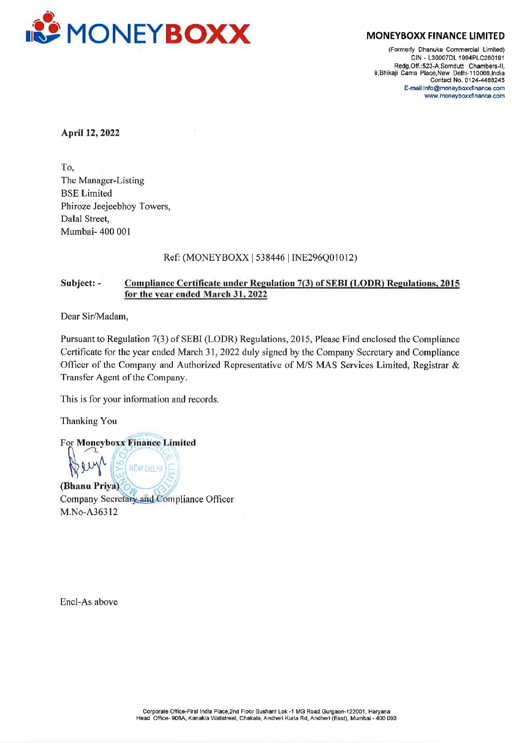# MONEYBOXX

**MONEYBOXX FINANCE LIMITED**

(Formerly Dhanuka Commercial Limited)
CIN - L30007DL1994PLC260191
Redg.Off.:523-A,Somdutt Chambers-II,
9,Bhikaji Cama Place,New Delhi-110066,India
Contact No. 0124-4488245
E-mail:info@moneyboxxfinance.com
www.moneyboxxfinance.com

**April 12, 2022**

To,
The Manager-Listing
BSE Limited
Phiroze Jeejeebhoy Towers,
Dalal Street,
Mumbai- 400 001

Ref: (MONEYBOXX | 538446 | INE296Q01012)

**Subject: -** **Compliance Certificate under Regulation 7(3) of SEBI (LODR) Regulations, 2015 for the year ended March 31, 2022**

Dear Sir/Madam,

Pursuant to Regulation 7(3) of SEBI (LODR) Regulations, 2015, Please Find enclosed the Compliance Certificate for the year ended March 31, 2022 duly signed by the Company Secretary and Compliance Officer of the Company and Authorized Representative of M/S MAS Services Limited, Registrar & Transfer Agent of the Company.

This is for your information and records.

Thanking You

For **Moneyboxx Finance Limited**

**(Bhanu Priya)**
Company Secretary and Compliance Officer
M.No-A36312

Encl-As above

Corporate Office-First India Place,2nd Floor Sushant Lok -1 MG Road Gurgaon-122001, Haryana
Head Office- 906A, Kanakia Wallstreet, Chakala, Andheri Kurla Rd, Andheri (East), Mumbai - 400 093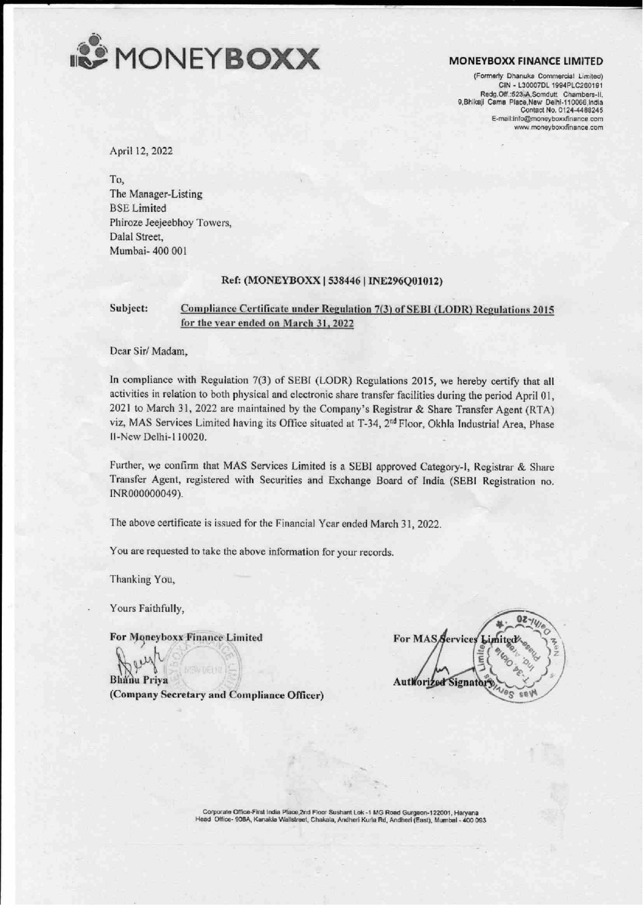# MONEYBOXX

**MONEYBOXX FINANCE LIMITED**

(Formerly Dhanuka Commercial Limited)
CIN - L30007DL 1994PLC260191
Redg.Off.:523-A,Somdutt Chambers-II,
9,Bhikaji Cama Place,New Delhi-110066,India
Contact No. 0124-4488245
E-mail:info@moneyboxxfinance.com
www.moneyboxxfinance.com

April 12, 2022

To,
The Manager-Listing
BSE Limited
Phiroze Jeejeebhoy Towers,
Dalal Street,
Mumbai- 400 001

**Ref: (MONEYBOXX | 538446 | INE296Q01012)**

**Subject:** **Compliance Certificate under Regulation 7(3) of SEBI (LODR) Regulations 2015 for the year ended on March 31, 2022**

Dear Sir/ Madam,

In compliance with Regulation 7(3) of SEBI (LODR) Regulations 2015, we hereby certify that all activities in relation to both physical and electronic share transfer facilities during the period April 01, 2021 to March 31, 2022 are maintained by the Company's Registrar & Share Transfer Agent (RTA) viz, MAS Services Limited having its Office situated at T-34, 2nd Floor, Okhla Industrial Area, Phase II-New Delhi-110020.

Further, we confirm that MAS Services Limited is a SEBI approved Category-I, Registrar & Share Transfer Agent, registered with Securities and Exchange Board of India (SEBI Registration no. INR000000049).

The above certificate is issued for the Financial Year ended March 31, 2022.

You are requested to take the above information for your records.

Thanking You,

Yours Faithfully,

**For Moneyboxx Finance Limited**

**Bhanu Priya**
**(Company Secretary and Compliance Officer)**

**For MAS Services Limited**

**Authorized Signatory**

Corporate Office-First India Place,2nd Floor Sushant Lok -1 MG Road Gurgaon-122001, Haryana
Head Office- 906A, Kanakia Wallstreet, Chakala, Andheri Kurla Rd, Andheri (East), Mumbai - 400 093